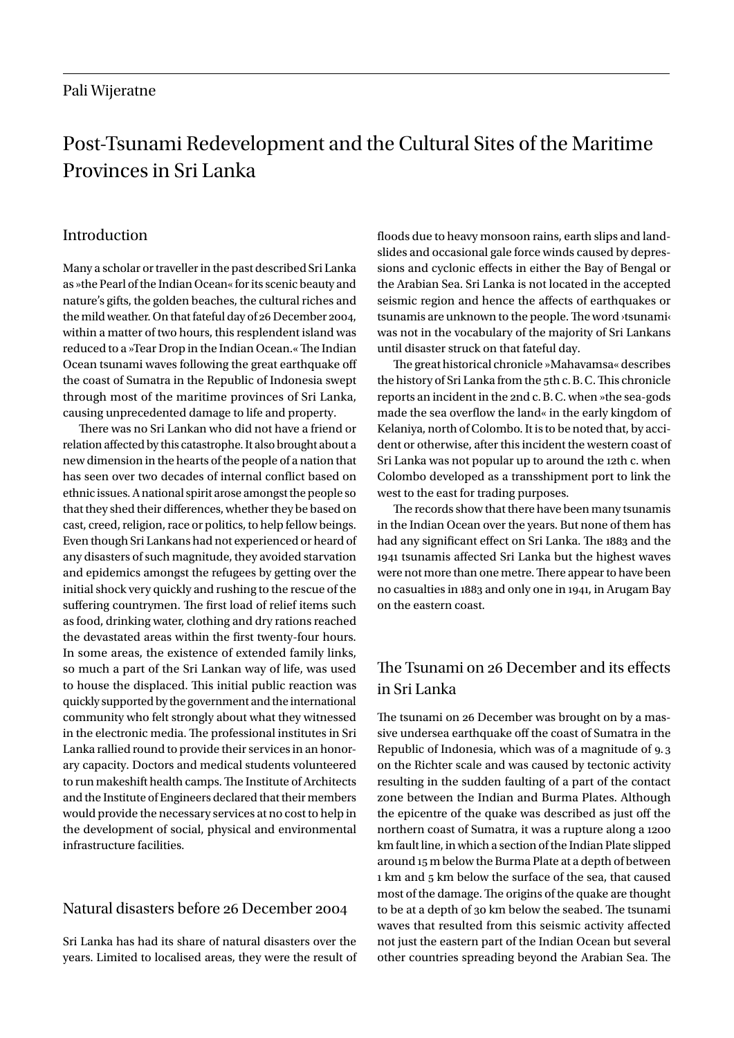Pali Wijeratne

# Post-Tsunami Redevelopment and the Cultural Sites of the Maritime Provinces in Sri Lanka

## Introduction

Many a scholar or traveller in the past described Sri Lanka as »the Pearl of the Indian Ocean« for its scenic beauty and nature's gifts, the golden beaches, the cultural riches and the mild weather. On that fateful day of 26 December 2004, within a matter of two hours, this resplendent island was reduced to a »Tear Drop in the Indian Ocean.« The Indian Ocean tsunami waves following the great earthquake off the coast of Sumatra in the Republic of Indonesia swept through most of the maritime provinces of Sri Lanka, causing unprecedented damage to life and property.

There was no Sri Lankan who did not have a friend or relation affected by this catastrophe. It also brought about a new dimension in the hearts of the people of a nation that has seen over two decades of internal conflict based on ethnic issues. A national spirit arose amongst the people so that they shed their differences, whether they be based on cast, creed, religion, race or politics, to help fellow beings. Even though Sri Lankans had not experienced or heard of any disasters of such magnitude, they avoided starvation and epidemics amongst the refugees by getting over the initial shock very quickly and rushing to the rescue of the suffering countrymen. The first load of relief items such as food, drinking water, clothing and dry rations reached the devastated areas within the first twenty-four hours. In some areas, the existence of extended family links, so much a part of the Sri Lankan way of life, was used to house the displaced. This initial public reaction was quickly supported by the government and the international community who felt strongly about what they witnessed in the electronic media. The professional institutes in Sri Lanka rallied round to provide their services in an honorary capacity. Doctors and medical students volunteered to run makeshift health camps. The Institute of Architects and the Institute of Engineers declared that their members would provide the necessary services at no cost to help in the development of social, physical and environmental infrastructure facilities.

## Natural disasters before 26 December 2004

Sri Lanka has had its share of natural disasters over the years. Limited to localised areas, they were the result of floods due to heavy monsoon rains, earth slips and landslides and occasional gale force winds caused by depressions and cyclonic effects in either the Bay of Bengal or the Arabian Sea. Sri Lanka is not located in the accepted seismic region and hence the affects of earthquakes or tsunamis are unknown to the people. The word ›tsunami‹ was not in the vocabulary of the majority of Sri Lankans until disaster struck on that fateful day.

The great historical chronicle »Mahavamsa« describes the history of Sri Lanka from the 5th c. B. C. This chronicle reports an incident in the 2nd c. B. C. when »the sea-gods made the sea overflow the land« in the early kingdom of Kelaniya, north of Colombo. It is to be noted that, by accident or otherwise, after this incident the western coast of Sri Lanka was not popular up to around the 12th c. when Colombo developed as a transshipment port to link the west to the east for trading purposes.

The records show that there have been many tsunamis in the Indian Ocean over the years. But none of them has had any significant effect on Sri Lanka. The 1883 and the 1941 tsunamis affected Sri Lanka but the highest waves were not more than one metre. There appear to have been no casualties in 1883 and only one in 1941, in Arugam Bay on the eastern coast.

## The Tsunami on 26 December and its effects in Sri Lanka

The tsunami on 26 December was brought on by a massive undersea earthquake off the coast of Sumatra in the Republic of Indonesia, which was of a magnitude of 9. 3 on the Richter scale and was caused by tectonic activity resulting in the sudden faulting of a part of the contact zone between the Indian and Burma Plates. Although the epicentre of the quake was described as just off the northern coast of Sumatra, it was a rupture along a 1200 km fault line, in which a section of the Indian Plate slipped around 15 m below the Burma Plate at a depth of between 1 km and 5 km below the surface of the sea, that caused most of the damage. The origins of the quake are thought to be at a depth of 30 km below the seabed. The tsunami waves that resulted from this seismic activity affected not just the eastern part of the Indian Ocean but several other countries spreading beyond the Arabian Sea. The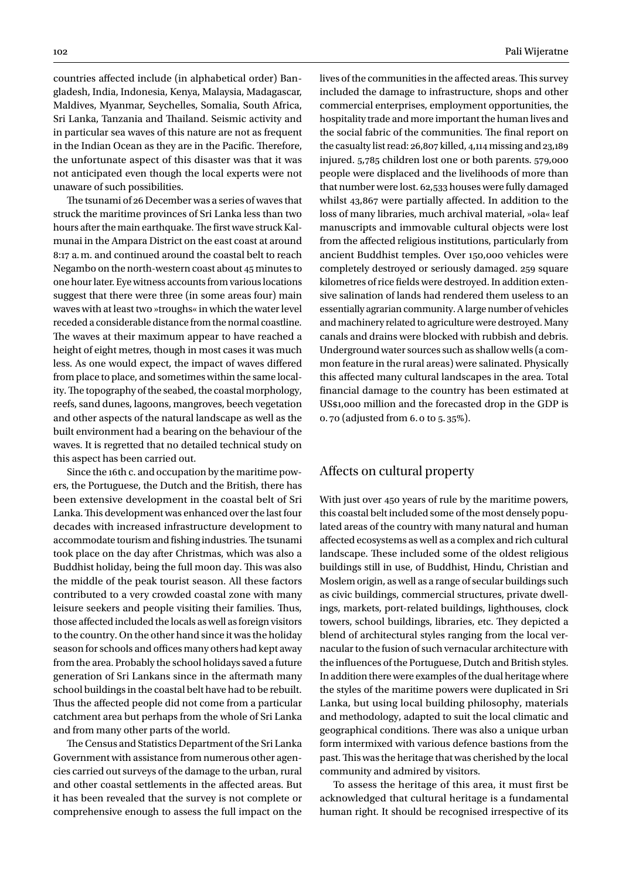countries affected include (in alphabetical order) Bangladesh, India, Indonesia, Kenya, Malaysia, Madagascar, Maldives, Myanmar, Seychelles, Somalia, South Africa, Sri Lanka, Tanzania and Thailand. Seismic activity and in particular sea waves of this nature are not as frequent in the Indian Ocean as they are in the Pacific. Therefore, the unfortunate aspect of this disaster was that it was not anticipated even though the local experts were not unaware of such possibilities.

The tsunami of 26 December was a series of waves that struck the maritime provinces of Sri Lanka less than two hours after the main earthquake. The first wave struck Kalmunai in the Ampara District on the east coast at around 8:17 a. m. and continued around the coastal belt to reach Negambo on the north-western coast about 45 minutes to one hour later. Eyewitness accounts from various locations suggest that there were three (in some areas four) main waves with at least two »troughs« in which the water level receded a considerable distance from the normal coastline. The waves at their maximum appear to have reached a height of eight metres, though in most cases it was much less. As one would expect, the impact of waves differed from place to place, and sometimes within the same locality. The topography of the seabed, the coastal morphology, reefs, sand dunes, lagoons, mangroves, beech vegetation and other aspects of the natural landscape as well as the built environment had a bearing on the behaviour of the waves. It is regretted that no detailed technical study on this aspect has been carried out.

Since the 16th c. and occupation by the maritime powers, the Portuguese, the Dutch and the British, there has been extensive development in the coastal belt of Sri Lanka. This development was enhanced over the last four decades with increased infrastructure development to accommodate tourism and fishing industries. The tsunami took place on the day after Christmas, which was also a Buddhist holiday, being the full moon day. This was also the middle of the peak tourist season. All these factors contributed to a very crowded coastal zone with many leisure seekers and people visiting their families. Thus, those affected included the locals as well as foreign visitors to the country. On the other hand since it was the holiday season for schools and offices many others had kept away from the area. Probably the school holidays saved a future generation of Sri Lankans since in the aftermath many school buildings in the coastal belt have had to be rebuilt. Thus the affected people did not come from a particular catchment area but perhaps from the whole of Sri Lanka and from many other parts of the world.

The Census and Statistics Department of the Sri Lanka Government with assistance from numerous other agencies carried out surveys of the damage to the urban, rural and other coastal settlements in the affected areas. But it has been revealed that the survey is not complete or comprehensive enough to assess the full impact on the lives of the communities in the affected areas. This survey included the damage to infrastructure, shops and other commercial enterprises, employment opportunities, the hospitality trade and more important the human lives and the social fabric of the communities. The final report on the casualty list read: 26,807 killed, 4,114 missing and 23,189 injured. 5,785 children lost one or both parents. 579,000 people were displaced and the livelihoods of more than that number were lost. 62,533 houses were fully damaged whilst 43,867 were partially affected. In addition to the loss of many libraries, much archival material, »ola« leaf manuscripts and immovable cultural objects were lost from the affected religious institutions, particularly from ancient Buddhist temples. Over 150,000 vehicles were completely destroyed or seriously damaged. 259 square kilometres of rice fields were destroyed. In addition extensive salination of lands had rendered them useless to an essentially agrarian community. A large number of vehicles and machinery related to agriculture were destroyed. Many canals and drains were blocked with rubbish and debris. Underground water sources such as shallow wells (a common feature in the rural areas) were salinated. Physically this affected many cultural landscapes in the area. Total financial damage to the country has been estimated at US$1,000 million and the forecasted drop in the GDP is 0. 70 (adjusted from 6. 0 to 5. 35%).

## Affects on cultural property

With just over 450 years of rule by the maritime powers, this coastal belt included some of the most densely populated areas of the country with many natural and human affected ecosystems as well as a complex and rich cultural landscape. These included some of the oldest religious buildings still in use, of Buddhist, Hindu, Christian and Moslem origin, as well as a range of secular buildings such as civic buildings, commercial structures, private dwellings, markets, port-related buildings, lighthouses, clock towers, school buildings, libraries, etc. They depicted a blend of architectural styles ranging from the local vernacular to the fusion of such vernacular architecture with the influences of the Portuguese, Dutch and British styles. In addition there were examples of the dual heritage where the styles of the maritime powers were duplicated in Sri Lanka, but using local building philosophy, materials and methodology, adapted to suit the local climatic and geographical conditions. There was also a unique urban form intermixed with various defence bastions from the past. This was the heritage that was cherished by the local community and admired by visitors.

To assess the heritage of this area, it must first be acknowledged that cultural heritage is a fundamental human right. It should be recognised irrespective of its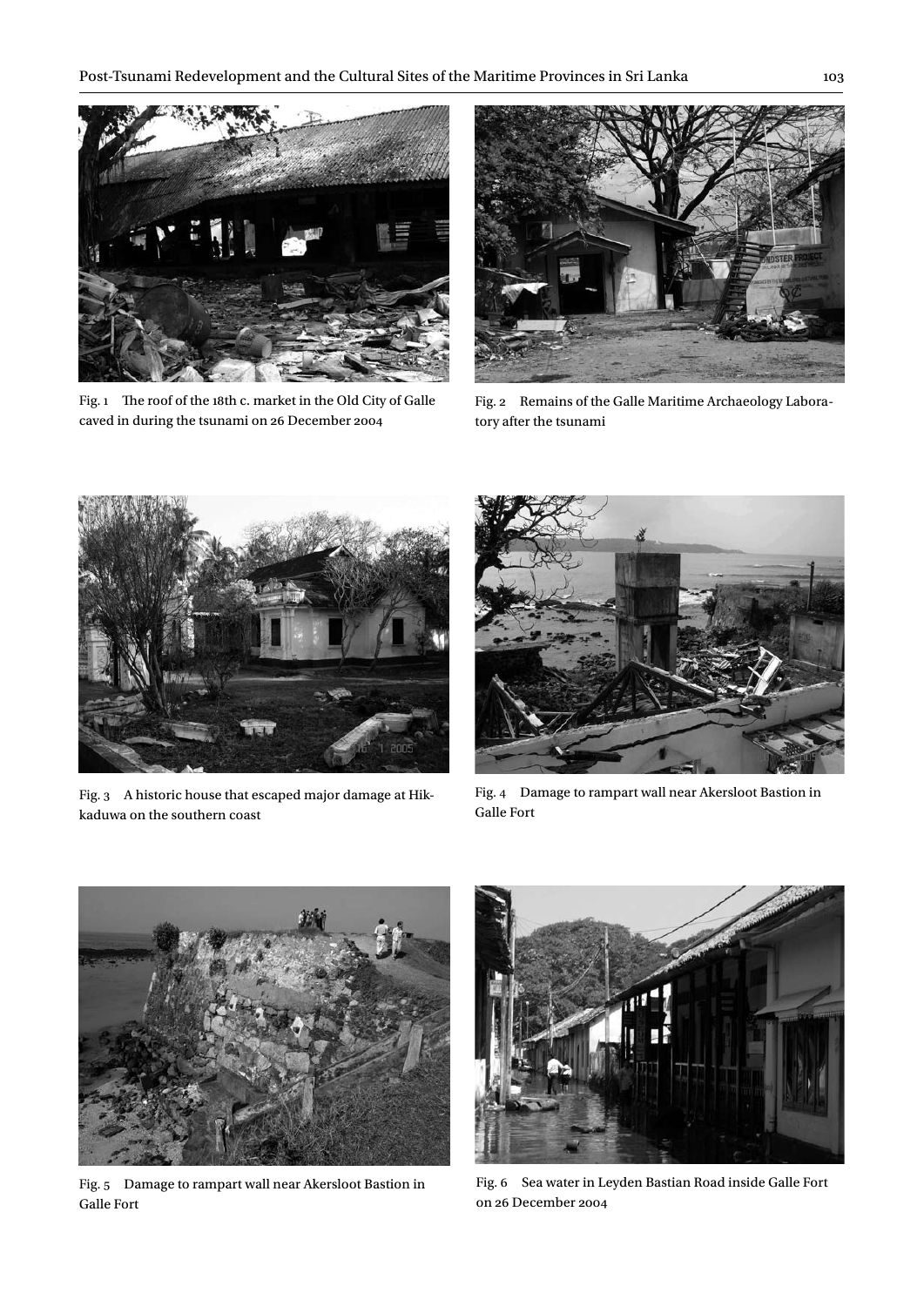Fig. 1 The roof of the 18th c. market in the Old City of Galle caved in during the tsunami on 26 December 2004

Fig. 2 Remains of the Galle Maritime Archaeology Laboratory after the tsunami

Fig. 3 A historic house that escaped major damage at Hikkaduwa on the southern coast

Fig. 4 Damage to rampart wall near Akersloot Bastion in Galle Fort

Fig. 5 Damage to rampart wall near Akersloot Bastion in Galle Fort

Fig. 6 Sea water in Leyden Bastian Road inside Galle Fort on 26 December 2004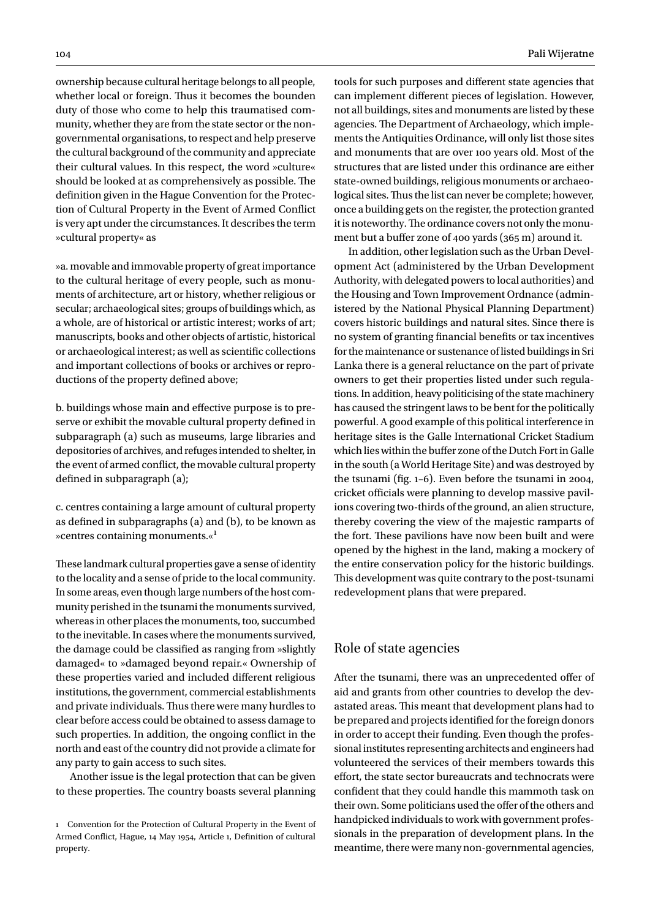ownership because cultural heritage belongs to all people, whether local or foreign. Thus it becomes the bounden duty of those who come to help this traumatised community, whether they are from the state sector or the non-governmental organisations, to respect and help preserve the cultural background of the community and appreciate their cultural values. In this respect, the word »culture« should be looked at as comprehensively as possible. The definition given in the Hague Convention for the Protection of Cultural Property in the Event of Armed Conflict is very apt under the circumstances. It describes the term »cultural property« as

»a. movable and immovable property of great importance to the cultural heritage of every people, such as monuments of architecture, art or history, whether religious or secular; archaeological sites; groups of buildings which, as a whole, are of historical or artistic interest; works of art; manuscripts, books and other objects of artistic, historical or archaeological interest; as well as scientific collections and important collections of books or archives or reproductions of the property defined above;

b. buildings whose main and effective purpose is to preserve or exhibit the movable cultural property defined in subparagraph (a) such as museums, large libraries and depositories of archives, and refuges intended to shelter, in the event of armed conflict, the movable cultural property defined in subparagraph (a);

c. centres containing a large amount of cultural property as defined in subparagraphs (a) and (b), to be known as »centres containing monuments.«[1]

These landmark cultural properties gave a sense of identity to the locality and a sense of pride to the local community. In some areas, even though large numbers of the host community perished in the tsunami the monuments survived, whereas in other places the monuments, too, succumbed to the inevitable. In cases where the monuments survived, the damage could be classified as ranging from »slightly damaged« to »damaged beyond repair.« Ownership of these properties varied and included different religious institutions, the government, commercial establishments and private individuals. Thus there were many hurdles to clear before access could be obtained to assess damage to such properties. In addition, the ongoing conflict in the north and east of the country did not provide a climate for any party to gain access to such sites.

Another issue is the legal protection that can be given to these properties. The country boasts several planning tools for such purposes and different state agencies that can implement different pieces of legislation. However, not all buildings, sites and monuments are listed by these agencies. The Department of Archaeology, which implements the Antiquities Ordinance, will only list those sites and monuments that are over 100 years old. Most of the structures that are listed under this ordinance are either state-owned buildings, religious monuments or archaeological sites. Thus the list can never be complete; however, once a building gets on the register, the protection granted it is noteworthy. The ordinance covers not only the monument but a buffer zone of 400 yards (365 m) around it.

In addition, other legislation such as the Urban Development Act (administered by the Urban Development Authority, with delegated powers to local authorities) and the Housing and Town Improvement Ordnance (administered by the National Physical Planning Department) covers historic buildings and natural sites. Since there is no system of granting financial benefits or tax incentives for the maintenance or sustenance of listed buildings in Sri Lanka there is a general reluctance on the part of private owners to get their properties listed under such regulations. In addition, heavy politicising of the state machinery has caused the stringent laws to be bent for the politically powerful. A good example of this political interference in heritage sites is the Galle International Cricket Stadium which lies within the buffer zone of the Dutch Fort in Galle in the south (a World Heritage Site) and was destroyed by the tsunami (fig. 1–6). Even before the tsunami in 2004, cricket officials were planning to develop massive pavilions covering two-thirds of the ground, an alien structure, thereby covering the view of the majestic ramparts of the fort. These pavilions have now been built and were opened by the highest in the land, making a mockery of the entire conservation policy for the historic buildings. This development was quite contrary to the post-tsunami redevelopment plans that were prepared.

## Role of state agencies

After the tsunami, there was an unprecedented offer of aid and grants from other countries to develop the devastated areas. This meant that development plans had to be prepared and projects identified for the foreign donors in order to accept their funding. Even though the professional institutes representing architects and engineers had volunteered the services of their members towards this effort, the state sector bureaucrats and technocrats were confident that they could handle this mammoth task on their own. Some politicians used the offer of the others and handpicked individuals to work with government professionals in the preparation of development plans. In the meantime, there were many non-governmental agencies,

[1] Convention for the Protection of Cultural Property in the Event of Armed Conflict, Hague, 14 May 1954, Article 1, Definition of cultural property.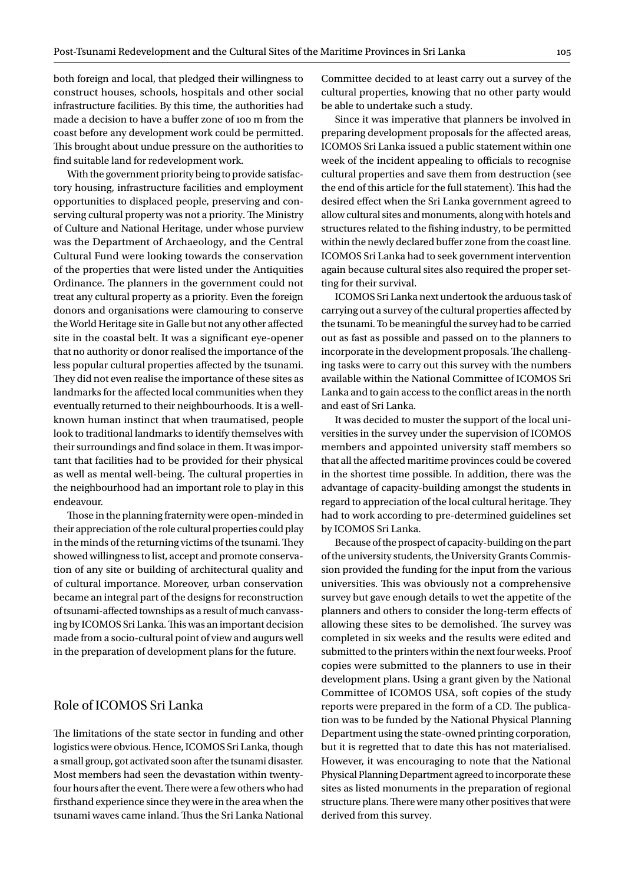both foreign and local, that pledged their willingness to construct houses, schools, hospitals and other social infrastructure facilities. By this time, the authorities had made a decision to have a buffer zone of 100 m from the coast before any development work could be permitted. This brought about undue pressure on the authorities to find suitable land for redevelopment work.

With the government priority being to provide satisfactory housing, infrastructure facilities and employment opportunities to displaced people, preserving and conserving cultural property was not a priority. The Ministry of Culture and National Heritage, under whose purview was the Department of Archaeology, and the Central Cultural Fund were looking towards the conservation of the properties that were listed under the Antiquities Ordinance. The planners in the government could not treat any cultural property as a priority. Even the foreign donors and organisations were clamouring to conserve the World Heritage site in Galle but not any other affected site in the coastal belt. It was a significant eye-opener that no authority or donor realised the importance of the less popular cultural properties affected by the tsunami. They did not even realise the importance of these sites as landmarks for the affected local communities when they eventually returned to their neighbourhoods. It is a well-known human instinct that when traumatised, people look to traditional landmarks to identify themselves with their surroundings and find solace in them. It was important that facilities had to be provided for their physical as well as mental well-being. The cultural properties in the neighbourhood had an important role to play in this endeavour.

Those in the planning fraternity were open-minded in their appreciation of the role cultural properties could play in the minds of the returning victims of the tsunami. They showed willingness to list, accept and promote conservation of any site or building of architectural quality and of cultural importance. Moreover, urban conservation became an integral part of the designs for reconstruction of tsunami-affected townships as a result of much canvassing by ICOMOS Sri Lanka. This was an important decision made from a socio-cultural point of view and augurs well in the preparation of development plans for the future.

## Role of ICOMOS Sri Lanka

The limitations of the state sector in funding and other logistics were obvious. Hence, ICOMOS Sri Lanka, though a small group, got activated soon after the tsunami disaster. Most members had seen the devastation within twenty-four hours after the event. There were a few others who had firsthand experience since they were in the area when the tsunami waves came inland. Thus the Sri Lanka National Committee decided to at least carry out a survey of the cultural properties, knowing that no other party would be able to undertake such a study.

Since it was imperative that planners be involved in preparing development proposals for the affected areas, ICOMOS Sri Lanka issued a public statement within one week of the incident appealing to officials to recognise cultural properties and save them from destruction (see the end of this article for the full statement). This had the desired effect when the Sri Lanka government agreed to allow cultural sites and monuments, along with hotels and structures related to the fishing industry, to be permitted within the newly declared buffer zone from the coast line. ICOMOS Sri Lanka had to seek government intervention again because cultural sites also required the proper setting for their survival.

ICOMOS Sri Lanka next undertook the arduous task of carrying out a survey of the cultural properties affected by the tsunami. To be meaningful the survey had to be carried out as fast as possible and passed on to the planners to incorporate in the development proposals. The challenging tasks were to carry out this survey with the numbers available within the National Committee of ICOMOS Sri Lanka and to gain access to the conflict areas in the north and east of Sri Lanka.

It was decided to muster the support of the local universities in the survey under the supervision of ICOMOS members and appointed university staff members so that all the affected maritime provinces could be covered in the shortest time possible. In addition, there was the advantage of capacity-building amongst the students in regard to appreciation of the local cultural heritage. They had to work according to pre-determined guidelines set by ICOMOS Sri Lanka.

Because of the prospect of capacity-building on the part of the university students, the University Grants Commission provided the funding for the input from the various universities. This was obviously not a comprehensive survey but gave enough details to wet the appetite of the planners and others to consider the long-term effects of allowing these sites to be demolished. The survey was completed in six weeks and the results were edited and submitted to the printers within the next four weeks. Proof copies were submitted to the planners to use in their development plans. Using a grant given by the National Committee of ICOMOS USA, soft copies of the study reports were prepared in the form of a CD. The publication was to be funded by the National Physical Planning Department using the state-owned printing corporation, but it is regretted that to date this has not materialised. However, it was encouraging to note that the National Physical Planning Department agreed to incorporate these sites as listed monuments in the preparation of regional structure plans. There were many other positives that were derived from this survey.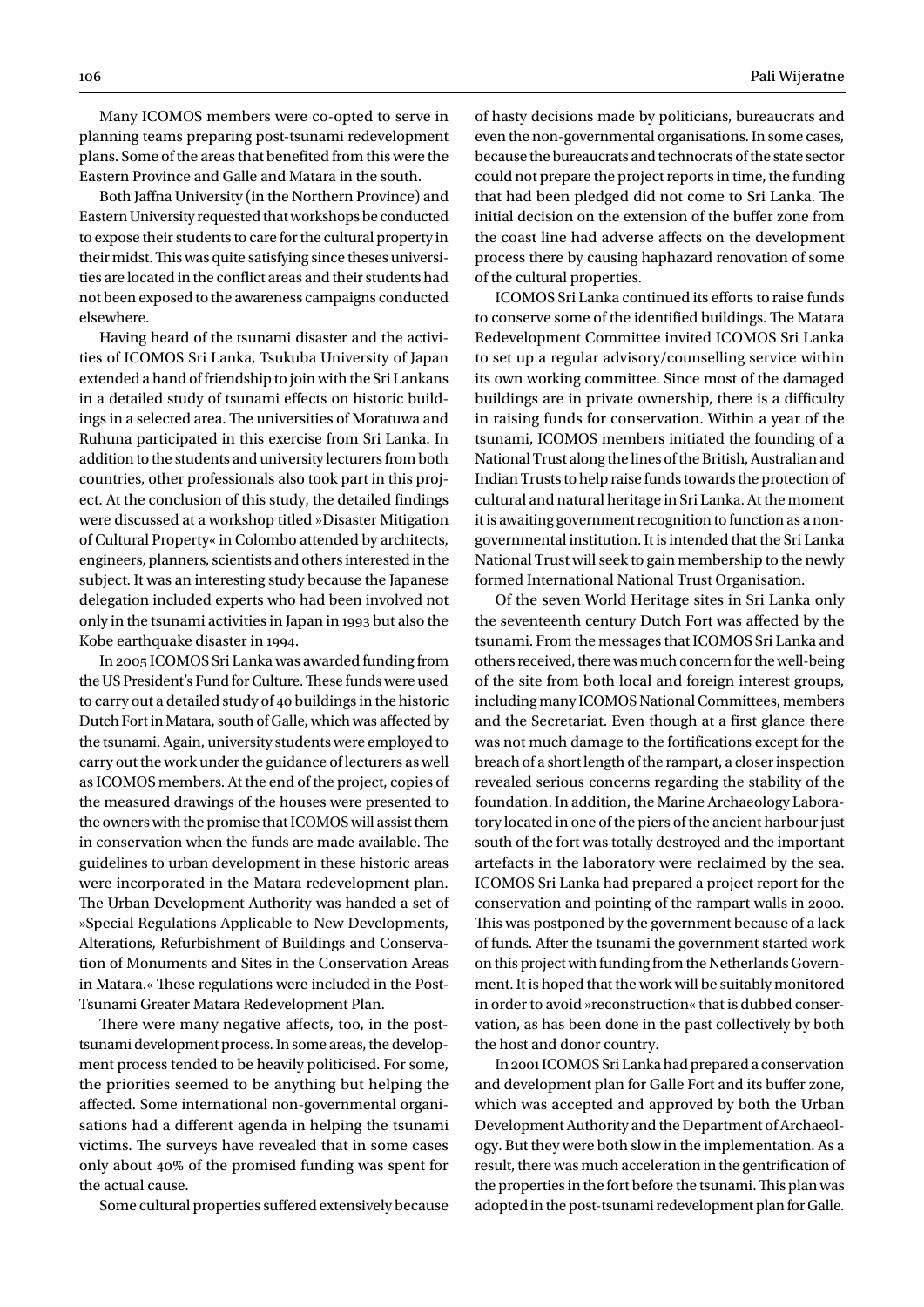Many ICOMOS members were co-opted to serve in planning teams preparing post-tsunami redevelopment plans. Some of the areas that benefited from this were the Eastern Province and Galle and Matara in the south.

Both Jaffna University (in the Northern Province) and Eastern University requested that workshops be conducted to expose their students to care for the cultural property in their midst. This was quite satisfying since theses universities are located in the conflict areas and their students had not been exposed to the awareness campaigns conducted elsewhere.

Having heard of the tsunami disaster and the activities of ICOMOS Sri Lanka, Tsukuba University of Japan extended a hand of friendship to join with the Sri Lankans in a detailed study of tsunami effects on historic buildings in a selected area. The universities of Moratuwa and Ruhuna participated in this exercise from Sri Lanka. In addition to the students and university lecturers from both countries, other professionals also took part in this project. At the conclusion of this study, the detailed findings were discussed at a workshop titled »Disaster Mitigation of Cultural Property« in Colombo attended by architects, engineers, planners, scientists and others interested in the subject. It was an interesting study because the Japanese delegation included experts who had been involved not only in the tsunami activities in Japan in 1993 but also the Kobe earthquake disaster in 1994.

In 2005 ICOMOS Sri Lanka was awarded funding from the US President's Fund for Culture. These funds were used to carry out a detailed study of 40 buildings in the historic Dutch Fort in Matara, south of Galle, which was affected by the tsunami. Again, university students were employed to carry out the work under the guidance of lecturers as well as ICOMOS members. At the end of the project, copies of the measured drawings of the houses were presented to the owners with the promise that ICOMOS will assist them in conservation when the funds are made available. The guidelines to urban development in these historic areas were incorporated in the Matara redevelopment plan. The Urban Development Authority was handed a set of »Special Regulations Applicable to New Developments, Alterations, Refurbishment of Buildings and Conservation of Monuments and Sites in the Conservation Areas in Matara.« These regulations were included in the Post-Tsunami Greater Matara Redevelopment Plan.

There were many negative affects, too, in the post-tsunami development process. In some areas, the development process tended to be heavily politicised. For some, the priorities seemed to be anything but helping the affected. Some international non-governmental organisations had a different agenda in helping the tsunami victims. The surveys have revealed that in some cases only about 40% of the promised funding was spent for the actual cause.

Some cultural properties suffered extensively because of hasty decisions made by politicians, bureaucrats and even the non-governmental organisations. In some cases, because the bureaucrats and technocrats of the state sector could not prepare the project reports in time, the funding that had been pledged did not come to Sri Lanka. The initial decision on the extension of the buffer zone from the coast line had adverse affects on the development process there by causing haphazard renovation of some of the cultural properties.

ICOMOS Sri Lanka continued its efforts to raise funds to conserve some of the identified buildings. The Matara Redevelopment Committee invited ICOMOS Sri Lanka to set up a regular advisory/counselling service within its own working committee. Since most of the damaged buildings are in private ownership, there is a difficulty in raising funds for conservation. Within a year of the tsunami, ICOMOS members initiated the founding of a National Trust along the lines of the British, Australian and Indian Trusts to help raise funds towards the protection of cultural and natural heritage in Sri Lanka. At the moment it is awaiting government recognition to function as a non-governmental institution. It is intended that the Sri Lanka National Trust will seek to gain membership to the newly formed International National Trust Organisation.

Of the seven World Heritage sites in Sri Lanka only the seventeenth century Dutch Fort was affected by the tsunami. From the messages that ICOMOS Sri Lanka and others received, there was much concern for the well-being of the site from both local and foreign interest groups, including many ICOMOS National Committees, members and the Secretariat. Even though at a first glance there was not much damage to the fortifications except for the breach of a short length of the rampart, a closer inspection revealed serious concerns regarding the stability of the foundation. In addition, the Marine Archaeology Laboratory located in one of the piers of the ancient harbour just south of the fort was totally destroyed and the important artefacts in the laboratory were reclaimed by the sea. ICOMOS Sri Lanka had prepared a project report for the conservation and pointing of the rampart walls in 2000. This was postponed by the government because of a lack of funds. After the tsunami the government started work on this project with funding from the Netherlands Government. It is hoped that the work will be suitably monitored in order to avoid »reconstruction« that is dubbed conservation, as has been done in the past collectively by both the host and donor country.

In 2001 ICOMOS Sri Lanka had prepared a conservation and development plan for Galle Fort and its buffer zone, which was accepted and approved by both the Urban Development Authority and the Department of Archaeology. But they were both slow in the implementation. As a result, there was much acceleration in the gentrification of the properties in the fort before the tsunami. This plan was adopted in the post-tsunami redevelopment plan for Galle.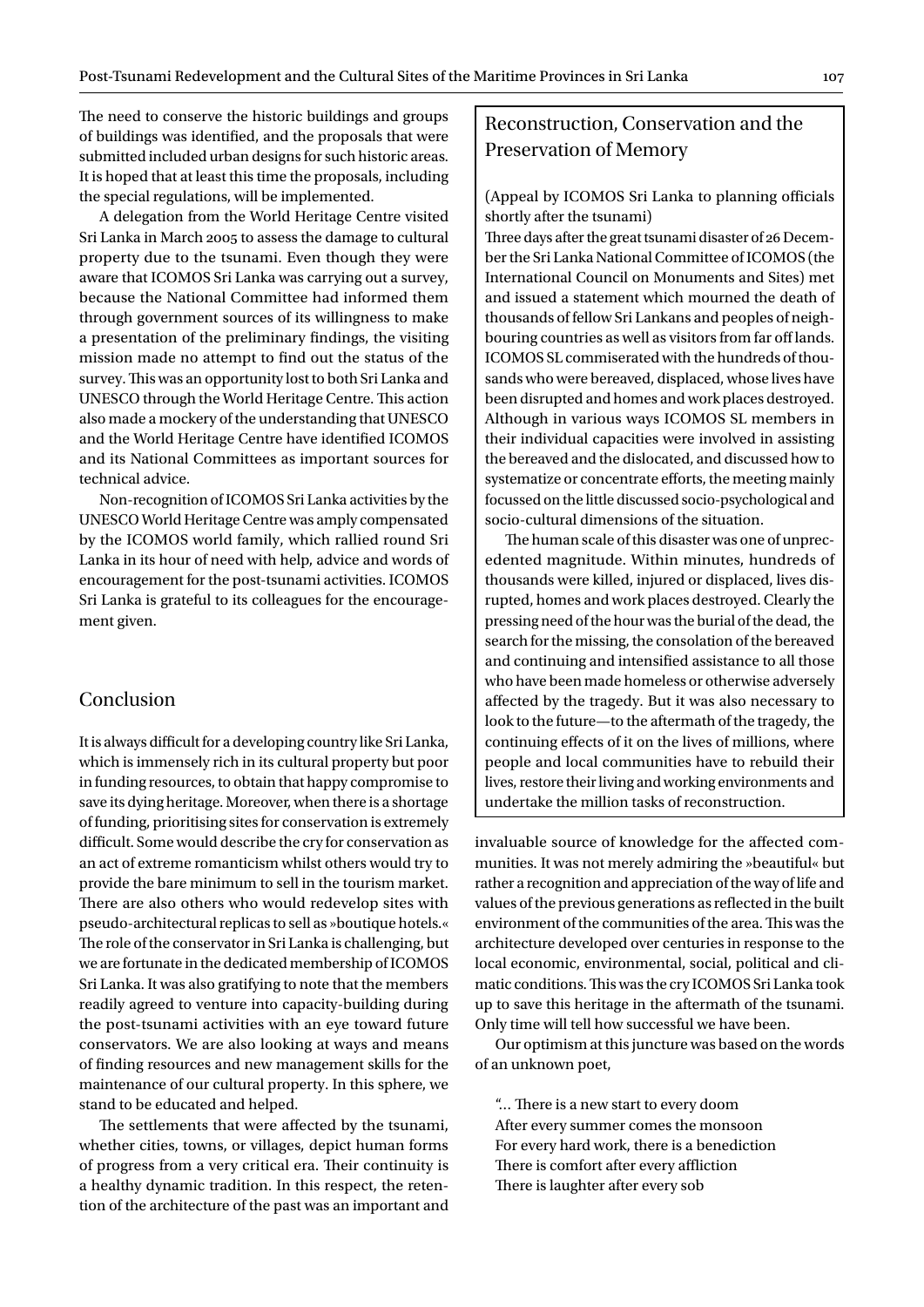The need to conserve the historic buildings and groups of buildings was identified, and the proposals that were submitted included urban designs for such historic areas. It is hoped that at least this time the proposals, including the special regulations, will be implemented.

A delegation from the World Heritage Centre visited Sri Lanka in March 2005 to assess the damage to cultural property due to the tsunami. Even though they were aware that ICOMOS Sri Lanka was carrying out a survey, because the National Committee had informed them through government sources of its willingness to make a presentation of the preliminary findings, the visiting mission made no attempt to find out the status of the survey. This was an opportunity lost to both Sri Lanka and UNESCO through the World Heritage Centre. This action also made a mockery of the understanding that UNESCO and the World Heritage Centre have identified ICOMOS and its National Committees as important sources for technical advice.

Non-recognition of ICOMOS Sri Lanka activities by the UNESCO World Heritage Centre was amply compensated by the ICOMOS world family, which rallied round Sri Lanka in its hour of need with help, advice and words of encouragement for the post-tsunami activities. ICOMOS Sri Lanka is grateful to its colleagues for the encouragement given.

## Conclusion

It is always difficult for a developing country like Sri Lanka, which is immensely rich in its cultural property but poor in funding resources, to obtain that happy compromise to save its dying heritage. Moreover, when there is a shortage of funding, prioritising sites for conservation is extremely difficult. Some would describe the cry for conservation as an act of extreme romanticism whilst others would try to provide the bare minimum to sell in the tourism market. There are also others who would redevelop sites with pseudo-architectural replicas to sell as »boutique hotels.« The role of the conservator in Sri Lanka is challenging, but we are fortunate in the dedicated membership of ICOMOS Sri Lanka. It was also gratifying to note that the members readily agreed to venture into capacity-building during the post-tsunami activities with an eye toward future conservators. We are also looking at ways and means of finding resources and new management skills for the maintenance of our cultural property. In this sphere, we stand to be educated and helped.

The settlements that were affected by the tsunami, whether cities, towns, or villages, depict human forms of progress from a very critical era. Their continuity is a healthy dynamic tradition. In this respect, the retention of the architecture of the past was an important and invaluable source of knowledge for the affected communities. It was not merely admiring the »beautiful« but rather a recognition and appreciation of the way of life and values of the previous generations as reflected in the built environment of the communities of the area. This was the architecture developed over centuries in response to the local economic, environmental, social, political and climatic conditions. This was the cry ICOMOS Sri Lanka took up to save this heritage in the aftermath of the tsunami. Only time will tell how successful we have been.

Our optimism at this juncture was based on the words of an unknown poet,

"... There is a new start to every doom
After every summer comes the monsoon
For every hard work, there is a benediction
There is comfort after every affliction
There is laughter after every sob

### Reconstruction, Conservation and the Preservation of Memory

(Appeal by ICOMOS Sri Lanka to planning officials shortly after the tsunami)

Three days after the great tsunami disaster of 26 December the Sri Lanka National Committee of ICOMOS (the International Council on Monuments and Sites) met and issued a statement which mourned the death of thousands of fellow Sri Lankans and peoples of neighbouring countries as well as visitors from far off lands. ICOMOS SL commiserated with the hundreds of thousands who were bereaved, displaced, whose lives have been disrupted and homes and work places destroyed. Although in various ways ICOMOS SL members in their individual capacities were involved in assisting the bereaved and the dislocated, and discussed how to systematize or concentrate efforts, the meeting mainly focussed on the little discussed socio-psychological and socio-cultural dimensions of the situation.

The human scale of this disaster was one of unprecedented magnitude. Within minutes, hundreds of thousands were killed, injured or displaced, lives disrupted, homes and work places destroyed. Clearly the pressing need of the hour was the burial of the dead, the search for the missing, the consolation of the bereaved and continuing and intensified assistance to all those who have been made homeless or otherwise adversely affected by the tragedy. But it was also necessary to look to the future—to the aftermath of the tragedy, the continuing effects of it on the lives of millions, where people and local communities have to rebuild their lives, restore their living and working environments and undertake the million tasks of reconstruction.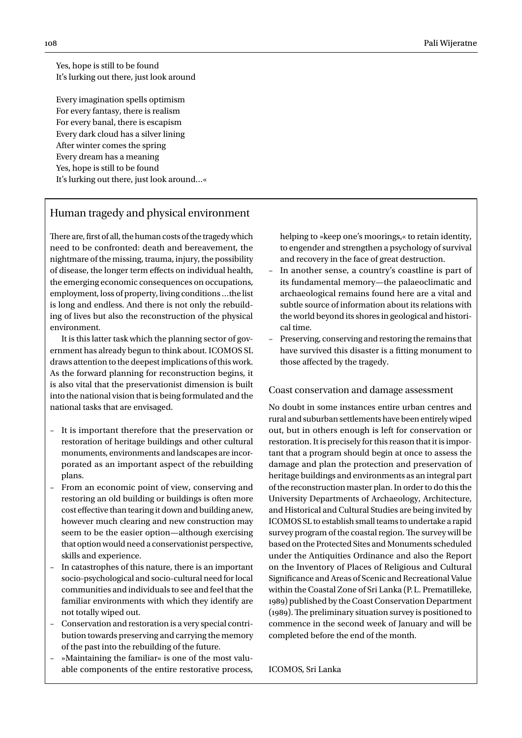Yes, hope is still to be found
It's lurking out there, just look around

Every imagination spells optimism
For every fantasy, there is realism
For every banal, there is escapism
Every dark cloud has a silver lining
After winter comes the spring
Every dream has a meaning
Yes, hope is still to be found
It's lurking out there, just look around…«

## Human tragedy and physical environment

There are, first of all, the human costs of the tragedy which need to be confronted: death and bereavement, the nightmare of the missing, trauma, injury, the possibility of disease, the longer term effects on individual health, the emerging economic consequences on occupations, employment, loss of property, living conditions …the list is long and endless. And there is not only the rebuilding of lives but also the reconstruction of the physical environment.

It is this latter task which the planning sector of government has already begun to think about. ICOMOS SL draws attention to the deepest implications of this work. As the forward planning for reconstruction begins, it is also vital that the preservationist dimension is built into the national vision that is being formulated and the national tasks that are envisaged.

- It is important therefore that the preservation or restoration of heritage buildings and other cultural monuments, environments and landscapes are incorporated as an important aspect of the rebuilding plans.
- From an economic point of view, conserving and restoring an old building or buildings is often more cost effective than tearing it down and building anew, however much clearing and new construction may seem to be the easier option—although exercising that option would need a conservationist perspective, skills and experience.
- In catastrophes of this nature, there is an important socio-psychological and socio-cultural need for local communities and individuals to see and feel that the familiar environments with which they identify are not totally wiped out.
- Conservation and restoration is a very special contribution towards preserving and carrying the memory of the past into the rebuilding of the future.
- »Maintaining the familiar« is one of the most valuable components of the entire restorative process, helping to »keep one's moorings,« to retain identity, to engender and strengthen a psychology of survival and recovery in the face of great destruction.
- In another sense, a country's coastline is part of its fundamental memory—the palaeoclimatic and archaeological remains found here are a vital and subtle source of information about its relations with the world beyond its shores in geological and historical time.
- Preserving, conserving and restoring the remains that have survived this disaster is a fitting monument to those affected by the tragedy.

### Coast conservation and damage assessment

No doubt in some instances entire urban centres and rural and suburban settlements have been entirely wiped out, but in others enough is left for conservation or restoration. It is precisely for this reason that it is important that a program should begin at once to assess the damage and plan the protection and preservation of heritage buildings and environments as an integral part of the reconstruction master plan. In order to do this the University Departments of Archaeology, Architecture, and Historical and Cultural Studies are being invited by ICOMOS SL to establish small teams to undertake a rapid survey program of the coastal region. The survey will be based on the Protected Sites and Monuments scheduled under the Antiquities Ordinance and also the Report on the Inventory of Places of Religious and Cultural Significance and Areas of Scenic and Recreational Value within the Coastal Zone of Sri Lanka (P.L. Prematilleke, 1989) published by the Coast Conservation Department (1989). The preliminary situation survey is positioned to commence in the second week of January and will be completed before the end of the month.

ICOMOS, Sri Lanka